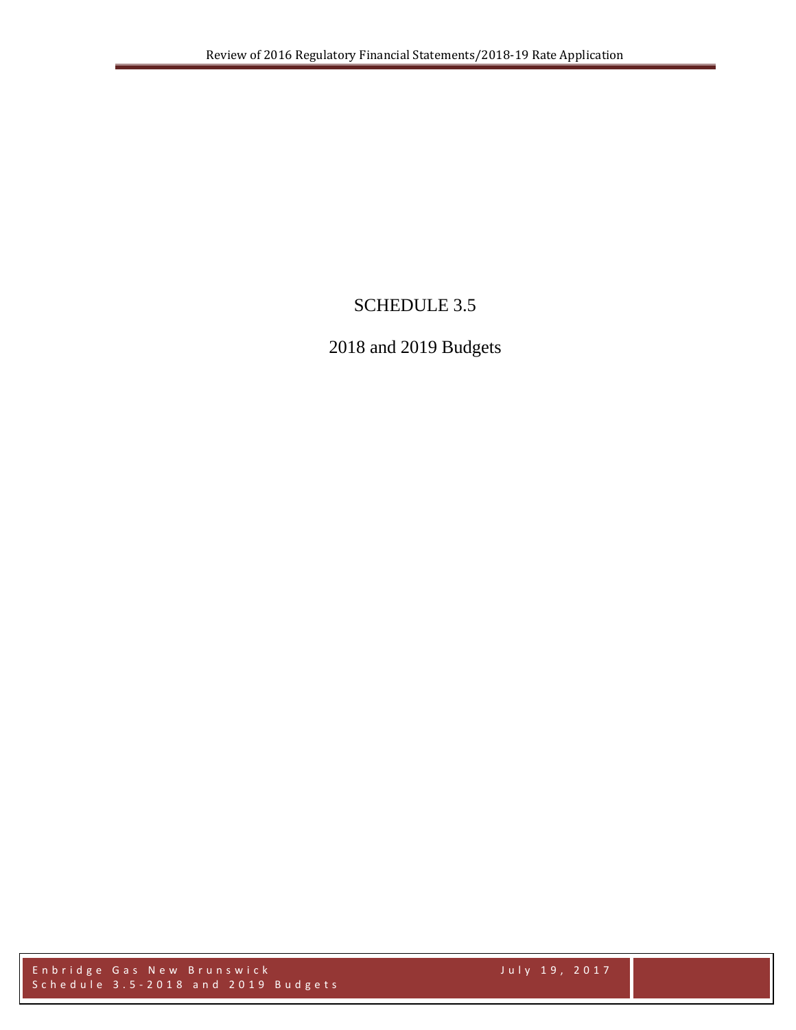# SCHEDULE 3.5

## 2018 and 2019 Budgets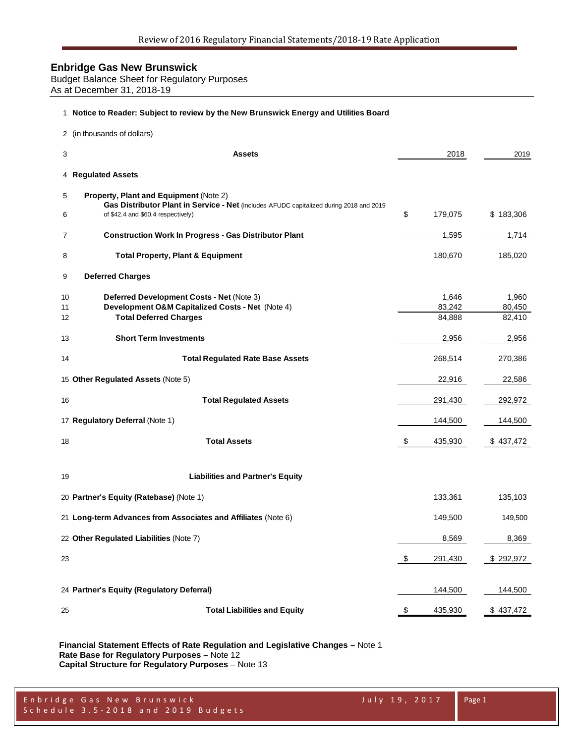# Enbridge Gas New Brunswick

Budget Balance Sheet for Regulatory Purposes
As at December 31, 2018-19

1 **Notice to Reader: Subject to review by the New Brunswick Energy and Utilities Board**

2 (in thousands of dollars)

| Line | Assets | 2018 | 2019 |
|---|---|---|---|
| 4 | **Regulated Assets** | | |
| 5 | **Property, Plant and Equipment** (Note 2) | | |
| 6 | **Gas Distributor Plant in Service - Net** (includes AFUDC capitalized during 2018 and 2019 of $42.4 and $60.4 respectively) | $ 179,075 | $ 183,306 |
| 7 | **Construction Work In Progress - Gas Distributor Plant** | 1,595 | 1,714 |
| 8 | **Total Property, Plant & Equipment** | 180,670 | 185,020 |
| 9 | **Deferred Charges** | | |
| 10 | **Deferred Development Costs - Net** (Note 3) | 1,646 | 1,960 |
| 11 | **Development O&M Capitalized Costs - Net** (Note 4) | 83,242 | 80,450 |
| 12 | **Total Deferred Charges** | 84,888 | 82,410 |
| 13 | **Short Term Investments** | 2,956 | 2,956 |
| 14 | **Total Regulated Rate Base Assets** | 268,514 | 270,386 |
| 15 | **Other Regulated Assets** (Note 5) | 22,916 | 22,586 |
| 16 | **Total Regulated Assets** | 291,430 | 292,972 |
| 17 | **Regulatory Deferral** (Note 1) | 144,500 | 144,500 |
| 18 | **Total Assets** | $ 435,930 | $ 437,472 |
| 19 | **Liabilities and Partner's Equity** | | |
| 20 | **Partner's Equity (Ratebase)** (Note 1) | 133,361 | 135,103 |
| 21 | **Long-term Advances from Associates and Affiliates** (Note 6) | 149,500 | 149,500 |
| 22 | **Other Regulated Liabilities** (Note 7) | 8,569 | 8,369 |
| 23 | | $ 291,430 | $ 292,972 |
| 24 | **Partner's Equity (Regulatory Deferral)** | 144,500 | 144,500 |
| 25 | **Total Liabilities and Equity** | $ 435,930 | $ 437,472 |

**Financial Statement Effects of Rate Regulation and Legislative Changes –** Note 1
**Rate Base for Regulatory Purposes –** Note 12
**Capital Structure for Regulatory Purposes** – Note 13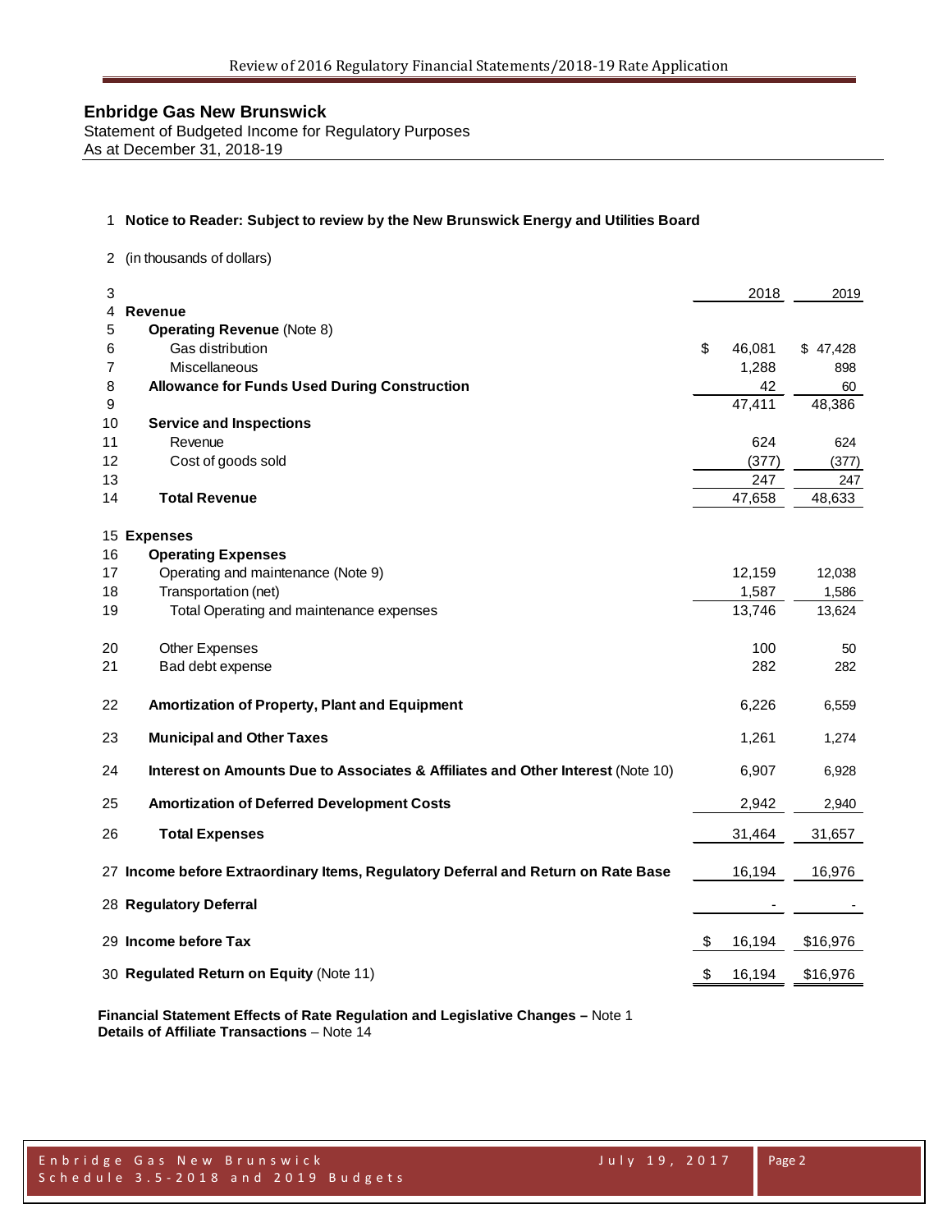# Enbridge Gas New Brunswick

Statement of Budgeted Income for Regulatory Purposes
As at December 31, 2018-19

1 **Notice to Reader: Subject to review by the New Brunswick Energy and Utilities Board**

2 (in thousands of dollars)

| # | | 2018 | 2019 |
|---|---|---|---|
| 4 | **Revenue** | | |
| 5 | **Operating Revenue** (Note 8) | | |
| 6 | Gas distribution | $ 46,081 | $ 47,428 |
| 7 | Miscellaneous | 1,288 | 898 |
| 8 | **Allowance for Funds Used During Construction** | 42 | 60 |
| 9 | | 47,411 | 48,386 |
| 10 | **Service and Inspections** | | |
| 11 | Revenue | 624 | 624 |
| 12 | Cost of goods sold | (377) | (377) |
| 13 | | 247 | 247 |
| 14 | **Total Revenue** | 47,658 | 48,633 |
| 15 | **Expenses** | | |
| 16 | **Operating Expenses** | | |
| 17 | Operating and maintenance (Note 9) | 12,159 | 12,038 |
| 18 | Transportation (net) | 1,587 | 1,586 |
| 19 | Total Operating and maintenance expenses | 13,746 | 13,624 |
| 20 | Other Expenses | 100 | 50 |
| 21 | Bad debt expense | 282 | 282 |
| 22 | **Amortization of Property, Plant and Equipment** | 6,226 | 6,559 |
| 23 | **Municipal and Other Taxes** | 1,261 | 1,274 |
| 24 | **Interest on Amounts Due to Associates & Affiliates and Other Interest** (Note 10) | 6,907 | 6,928 |
| 25 | **Amortization of Deferred Development Costs** | 2,942 | 2,940 |
| 26 | **Total Expenses** | 31,464 | 31,657 |
| 27 | **Income before Extraordinary Items, Regulatory Deferral and Return on Rate Base** | 16,194 | 16,976 |
| 28 | **Regulatory Deferral** | - | - |
| 29 | **Income before Tax** | $ 16,194 | $16,976 |
| 30 | **Regulated Return on Equity** (Note 11) | $ 16,194 | $16,976 |

**Financial Statement Effects of Rate Regulation and Legislative Changes –** Note 1
**Details of Affiliate Transactions** – Note 14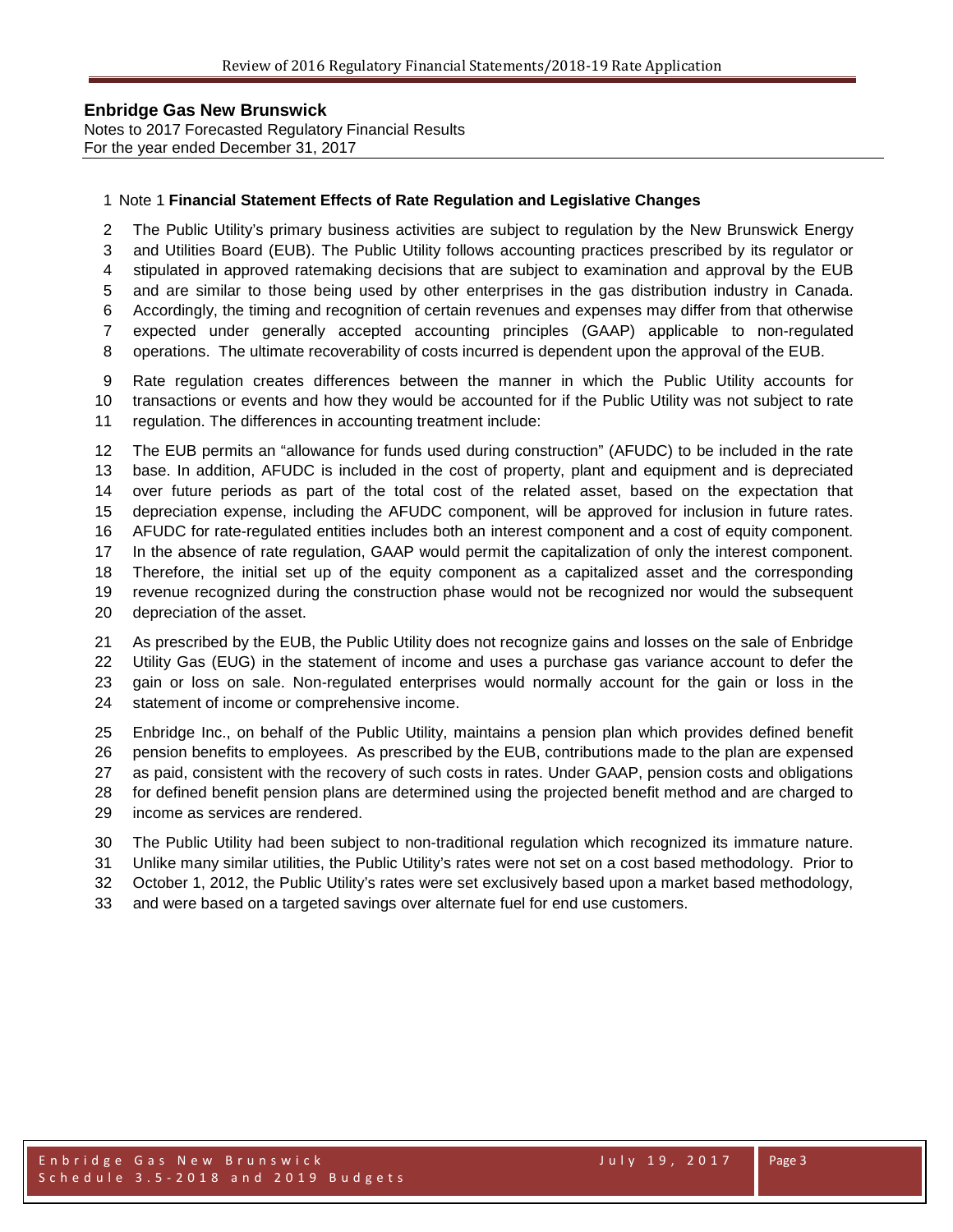**Enbridge Gas New Brunswick**
Notes to 2017 Forecasted Regulatory Financial Results
For the year ended December 31, 2017

Note 1 **Financial Statement Effects of Rate Regulation and Legislative Changes**

The Public Utility's primary business activities are subject to regulation by the New Brunswick Energy and Utilities Board (EUB). The Public Utility follows accounting practices prescribed by its regulator or stipulated in approved ratemaking decisions that are subject to examination and approval by the EUB and are similar to those being used by other enterprises in the gas distribution industry in Canada. Accordingly, the timing and recognition of certain revenues and expenses may differ from that otherwise expected under generally accepted accounting principles (GAAP) applicable to non-regulated operations. The ultimate recoverability of costs incurred is dependent upon the approval of the EUB.

Rate regulation creates differences between the manner in which the Public Utility accounts for transactions or events and how they would be accounted for if the Public Utility was not subject to rate regulation. The differences in accounting treatment include:

The EUB permits an "allowance for funds used during construction" (AFUDC) to be included in the rate base. In addition, AFUDC is included in the cost of property, plant and equipment and is depreciated over future periods as part of the total cost of the related asset, based on the expectation that depreciation expense, including the AFUDC component, will be approved for inclusion in future rates. AFUDC for rate-regulated entities includes both an interest component and a cost of equity component. In the absence of rate regulation, GAAP would permit the capitalization of only the interest component. Therefore, the initial set up of the equity component as a capitalized asset and the corresponding revenue recognized during the construction phase would not be recognized nor would the subsequent depreciation of the asset.

As prescribed by the EUB, the Public Utility does not recognize gains and losses on the sale of Enbridge Utility Gas (EUG) in the statement of income and uses a purchase gas variance account to defer the gain or loss on sale. Non-regulated enterprises would normally account for the gain or loss in the statement of income or comprehensive income.

Enbridge Inc., on behalf of the Public Utility, maintains a pension plan which provides defined benefit pension benefits to employees. As prescribed by the EUB, contributions made to the plan are expensed as paid, consistent with the recovery of such costs in rates. Under GAAP, pension costs and obligations for defined benefit pension plans are determined using the projected benefit method and are charged to income as services are rendered.

The Public Utility had been subject to non-traditional regulation which recognized its immature nature. Unlike many similar utilities, the Public Utility's rates were not set on a cost based methodology. Prior to October 1, 2012, the Public Utility's rates were set exclusively based upon a market based methodology, and were based on a targeted savings over alternate fuel for end use customers.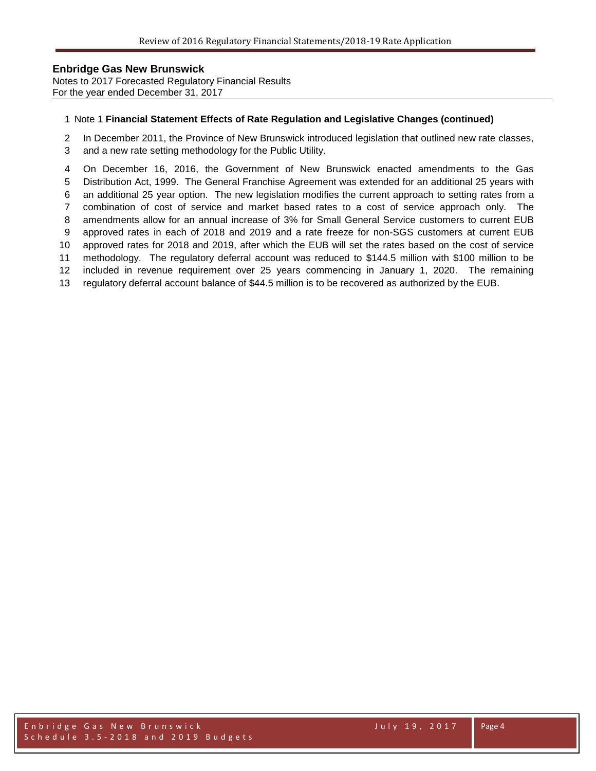**Enbridge Gas New Brunswick**
Notes to 2017 Forecasted Regulatory Financial Results
For the year ended December 31, 2017

Note 1 **Financial Statement Effects of Rate Regulation and Legislative Changes (continued)**

In December 2011, the Province of New Brunswick introduced legislation that outlined new rate classes, and a new rate setting methodology for the Public Utility.

On December 16, 2016, the Government of New Brunswick enacted amendments to the Gas Distribution Act, 1999. The General Franchise Agreement was extended for an additional 25 years with an additional 25 year option. The new legislation modifies the current approach to setting rates from a combination of cost of service and market based rates to a cost of service approach only. The amendments allow for an annual increase of 3% for Small General Service customers to current EUB approved rates in each of 2018 and 2019 and a rate freeze for non-SGS customers at current EUB approved rates for 2018 and 2019, after which the EUB will set the rates based on the cost of service methodology. The regulatory deferral account was reduced to $144.5 million with $100 million to be included in revenue requirement over 25 years commencing in January 1, 2020. The remaining regulatory deferral account balance of $44.5 million is to be recovered as authorized by the EUB.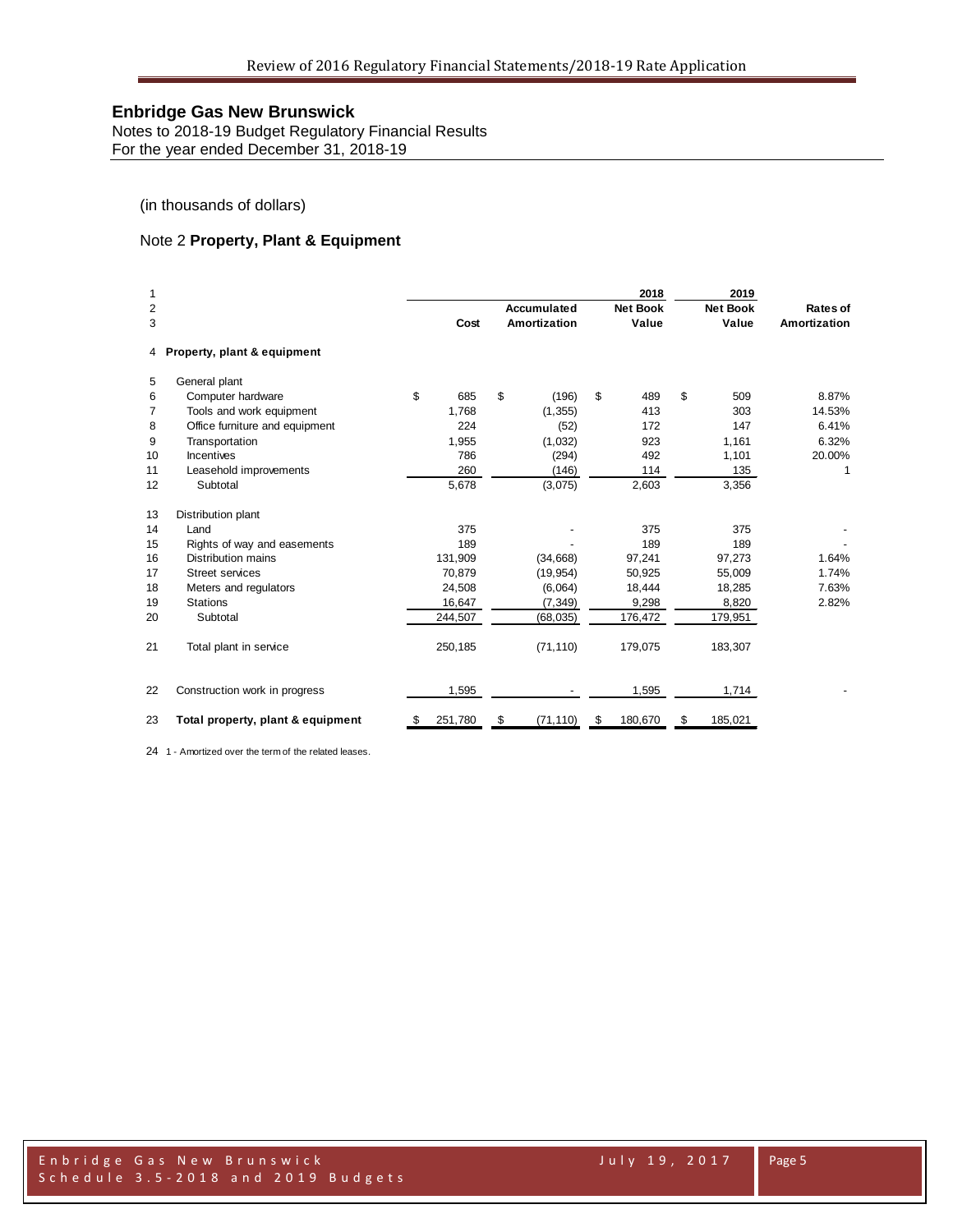## Enbridge Gas New Brunswick

Notes to 2018-19 Budget Regulatory Financial Results
For the year ended December 31, 2018-19

(in thousands of dollars)

### Note 2 **Property, Plant & Equipment**

| | | Cost | Accumulated Amortization | 2018 Net Book Value | 2019 Net Book Value | Rates of Amortization |
|---|---|---|---|---|---|---|
| 1 | | | | | | |
| 2 | | | | | | |
| 3 | | | | | | |
| 4 | **Property, plant & equipment** | | | | | |
| 5 | General plant | | | | | |
| 6 | Computer hardware | $ 685 | $ (196) | $ 489 | $ 509 | 8.87% |
| 7 | Tools and work equipment | 1,768 | (1,355) | 413 | 303 | 14.53% |
| 8 | Office furniture and equipment | 224 | (52) | 172 | 147 | 6.41% |
| 9 | Transportation | 1,955 | (1,032) | 923 | 1,161 | 6.32% |
| 10 | Incentives | 786 | (294) | 492 | 1,101 | 20.00% |
| 11 | Leasehold improvements | 260 | (146) | 114 | 135 | 1 |
| 12 | Subtotal | 5,678 | (3,075) | 2,603 | 3,356 | |
| 13 | Distribution plant | | | | | |
| 14 | Land | 375 | - | 375 | 375 | - |
| 15 | Rights of way and easements | 189 | - | 189 | 189 | - |
| 16 | Distribution mains | 131,909 | (34,668) | 97,241 | 97,273 | 1.64% |
| 17 | Street services | 70,879 | (19,954) | 50,925 | 55,009 | 1.74% |
| 18 | Meters and regulators | 24,508 | (6,064) | 18,444 | 18,285 | 7.63% |
| 19 | Stations | 16,647 | (7,349) | 9,298 | 8,820 | 2.82% |
| 20 | Subtotal | 244,507 | (68,035) | 176,472 | 179,951 | |
| 21 | Total plant in service | 250,185 | (71,110) | 179,075 | 183,307 | |
| 22 | Construction work in progress | 1,595 | - | 1,595 | 1,714 | - |
| 23 | **Total property, plant & equipment** | $ 251,780 | $ (71,110) | $ 180,670 | $ 185,021 | |

24 1 - Amortized over the term of the related leases.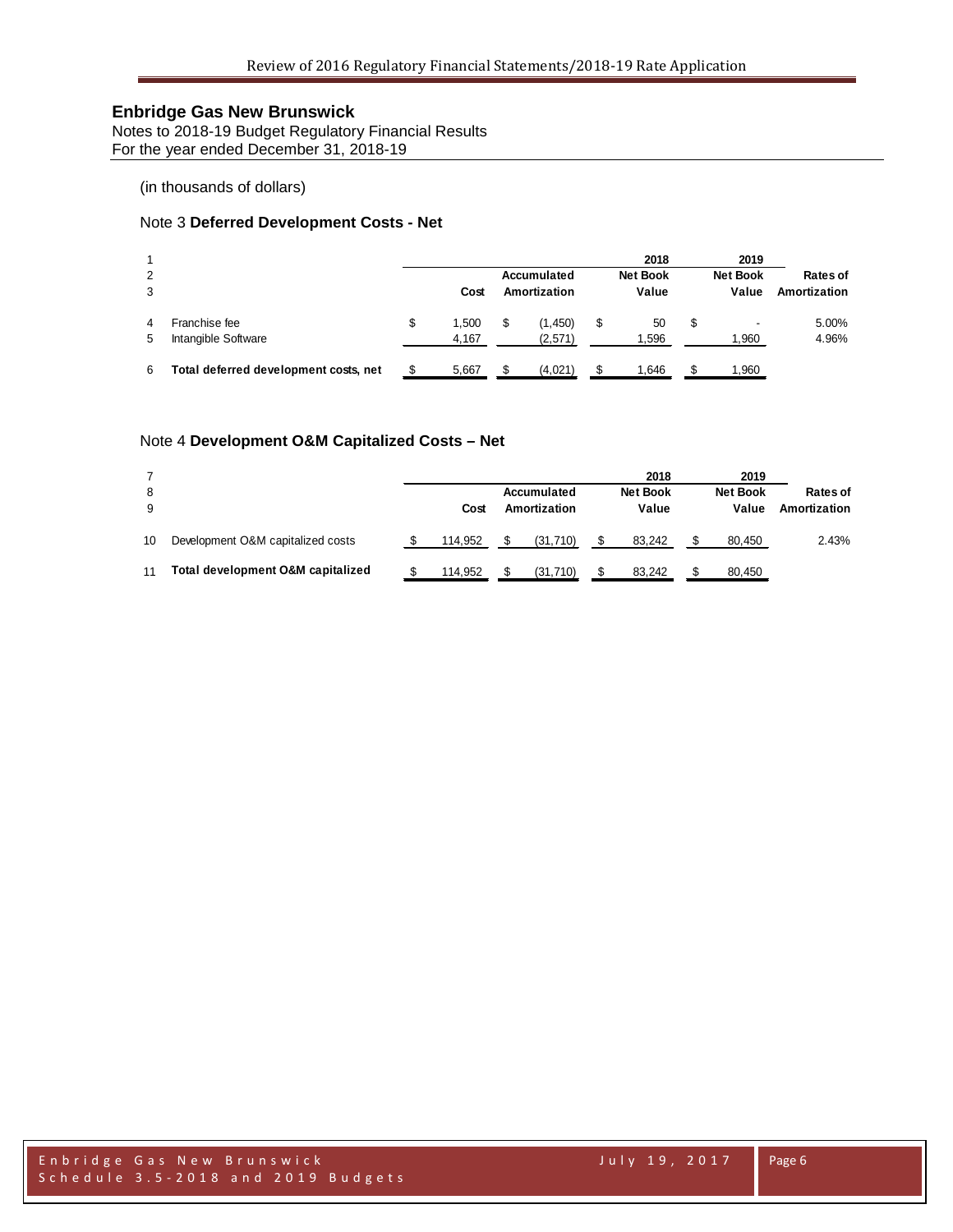# Enbridge Gas New Brunswick

Notes to 2018-19 Budget Regulatory Financial Results
For the year ended December 31, 2018-19

(in thousands of dollars)

## Note 3 **Deferred Development Costs - Net**

| | | Cost | Accumulated Amortization | 2018 Net Book Value | 2019 Net Book Value | Rates of Amortization |
|---|---|---|---|---|---|---|
| 1 | | | | | | |
| 2 | | | | | | |
| 3 | | | | | | |
| 4 | Franchise fee | $ 1,500 | $ (1,450) | $ 50 | $ - | 5.00% |
| 5 | Intangible Software | 4,167 | (2,571) | 1,596 | 1,960 | 4.96% |
| 6 | **Total deferred development costs, net** | $ 5,667 | $ (4,021) | $ 1,646 | $ 1,960 | |

## Note 4 **Development O&M Capitalized Costs – Net**

| | | Cost | Accumulated Amortization | 2018 Net Book Value | 2019 Net Book Value | Rates of Amortization |
|---|---|---|---|---|---|---|
| 7 | | | | | | |
| 8 | | | | | | |
| 9 | | | | | | |
| 10 | Development O&M capitalized costs | $ 114,952 | $ (31,710) | $ 83,242 | $ 80,450 | 2.43% |
| 11 | **Total development O&M capitalized** | $ 114,952 | $ (31,710) | $ 83,242 | $ 80,450 | |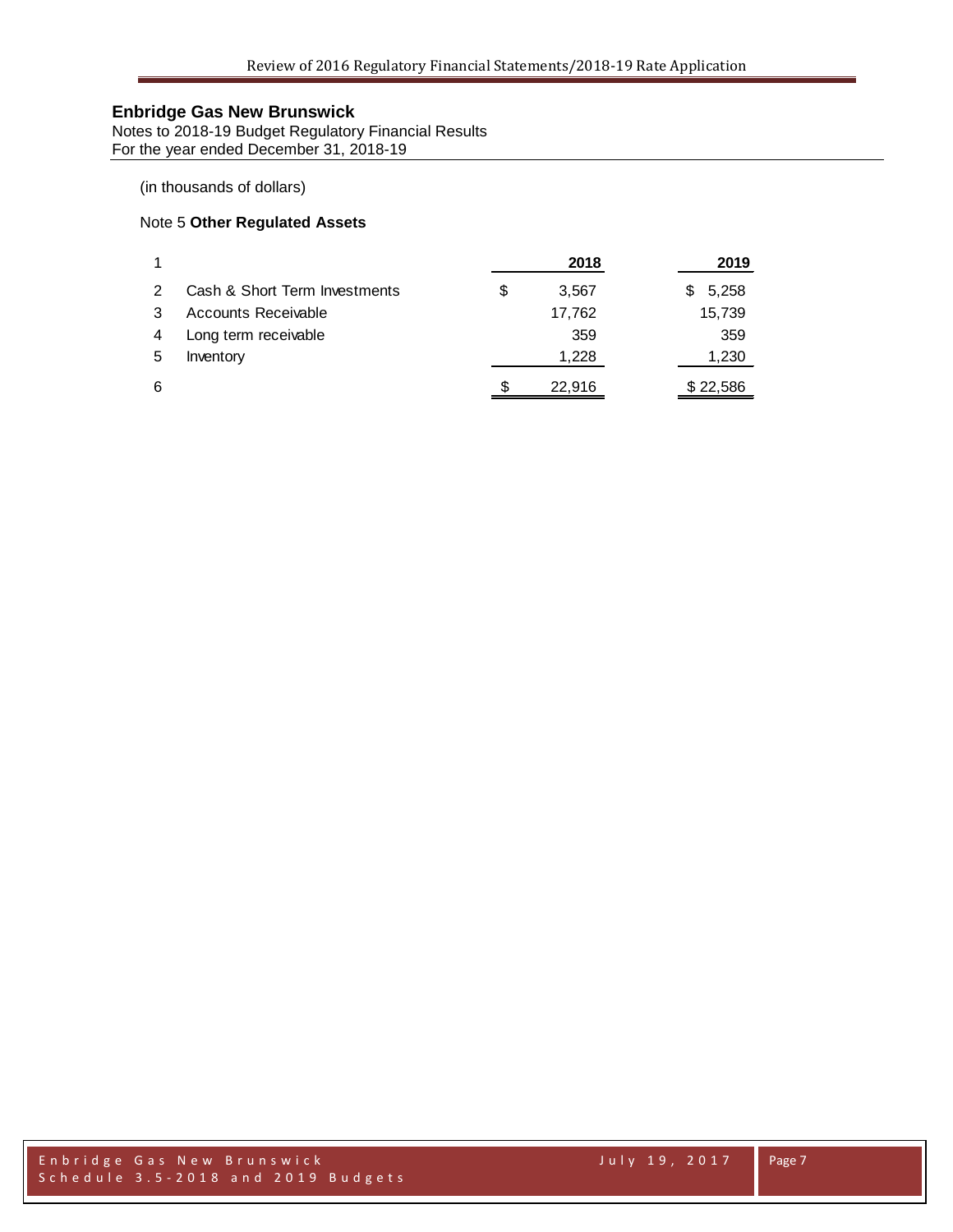## Enbridge Gas New Brunswick

Notes to 2018-19 Budget Regulatory Financial Results
For the year ended December 31, 2018-19

(in thousands of dollars)

Note 5 **Other Regulated Assets**

| 1 | | 2018 | 2019 |
|---|---|---|---|
| 2 | Cash & Short Term Investments | $ 3,567 | $ 5,258 |
| 3 | Accounts Receivable | 17,762 | 15,739 |
| 4 | Long term receivable | 359 | 359 |
| 5 | Inventory | 1,228 | 1,230 |
| 6 | | $ 22,916 | $ 22,586 |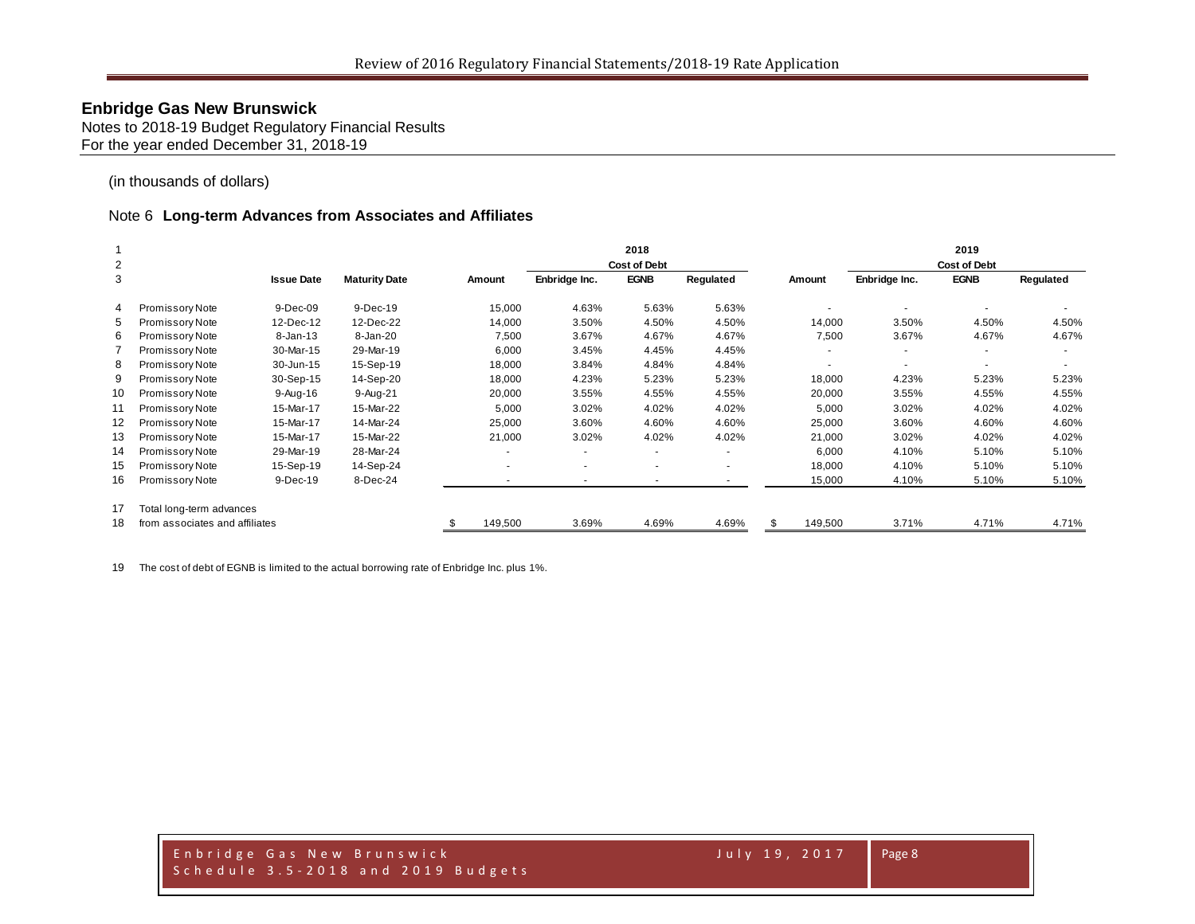# Enbridge Gas New Brunswick

Notes to 2018-19 Budget Regulatory Financial Results
For the year ended December 31, 2018-19

(in thousands of dollars)

## Note 6 Long-term Advances from Associates and Affiliates

| | | | | 2018 | | | | 2019 | | | |
|---|---|---|---|---|---|---|---|---|---|---|---|
| | | | | | Cost of Debt | | | | Cost of Debt | | |
| | | Issue Date | Maturity Date | Amount | Enbridge Inc. | EGNB | Regulated | Amount | Enbridge Inc. | EGNB | Regulated |
| 4 | Promissory Note | 9-Dec-09 | 9-Dec-19 | 15,000 | 4.63% | 5.63% | 5.63% | - | - | - | - |
| 5 | Promissory Note | 12-Dec-12 | 12-Dec-22 | 14,000 | 3.50% | 4.50% | 4.50% | 14,000 | 3.50% | 4.50% | 4.50% |
| 6 | Promissory Note | 8-Jan-13 | 8-Jan-20 | 7,500 | 3.67% | 4.67% | 4.67% | 7,500 | 3.67% | 4.67% | 4.67% |
| 7 | Promissory Note | 30-Mar-15 | 29-Mar-19 | 6,000 | 3.45% | 4.45% | 4.45% | - | - | - | - |
| 8 | Promissory Note | 30-Jun-15 | 15-Sep-19 | 18,000 | 3.84% | 4.84% | 4.84% | - | - | - | - |
| 9 | Promissory Note | 30-Sep-15 | 14-Sep-20 | 18,000 | 4.23% | 5.23% | 5.23% | 18,000 | 4.23% | 5.23% | 5.23% |
| 10 | Promissory Note | 9-Aug-16 | 9-Aug-21 | 20,000 | 3.55% | 4.55% | 4.55% | 20,000 | 3.55% | 4.55% | 4.55% |
| 11 | Promissory Note | 15-Mar-17 | 15-Mar-22 | 5,000 | 3.02% | 4.02% | 4.02% | 5,000 | 3.02% | 4.02% | 4.02% |
| 12 | Promissory Note | 15-Mar-17 | 14-Mar-24 | 25,000 | 3.60% | 4.60% | 4.60% | 25,000 | 3.60% | 4.60% | 4.60% |
| 13 | Promissory Note | 15-Mar-17 | 15-Mar-22 | 21,000 | 3.02% | 4.02% | 4.02% | 21,000 | 3.02% | 4.02% | 4.02% |
| 14 | Promissory Note | 29-Mar-19 | 28-Mar-24 | - | - | - | - | 6,000 | 4.10% | 5.10% | 5.10% |
| 15 | Promissory Note | 15-Sep-19 | 14-Sep-24 | - | - | - | - | 18,000 | 4.10% | 5.10% | 5.10% |
| 16 | Promissory Note | 9-Dec-19 | 8-Dec-24 | - | - | - | - | 15,000 | 4.10% | 5.10% | 5.10% |
| 17 | Total long-term advances | | | | | | | | | | |
| 18 | from associates and affiliates | | | $ 149,500 | 3.69% | 4.69% | 4.69% | $ 149,500 | 3.71% | 4.71% | 4.71% |

19 The cost of debt of EGNB is limited to the actual borrowing rate of Enbridge Inc. plus 1%.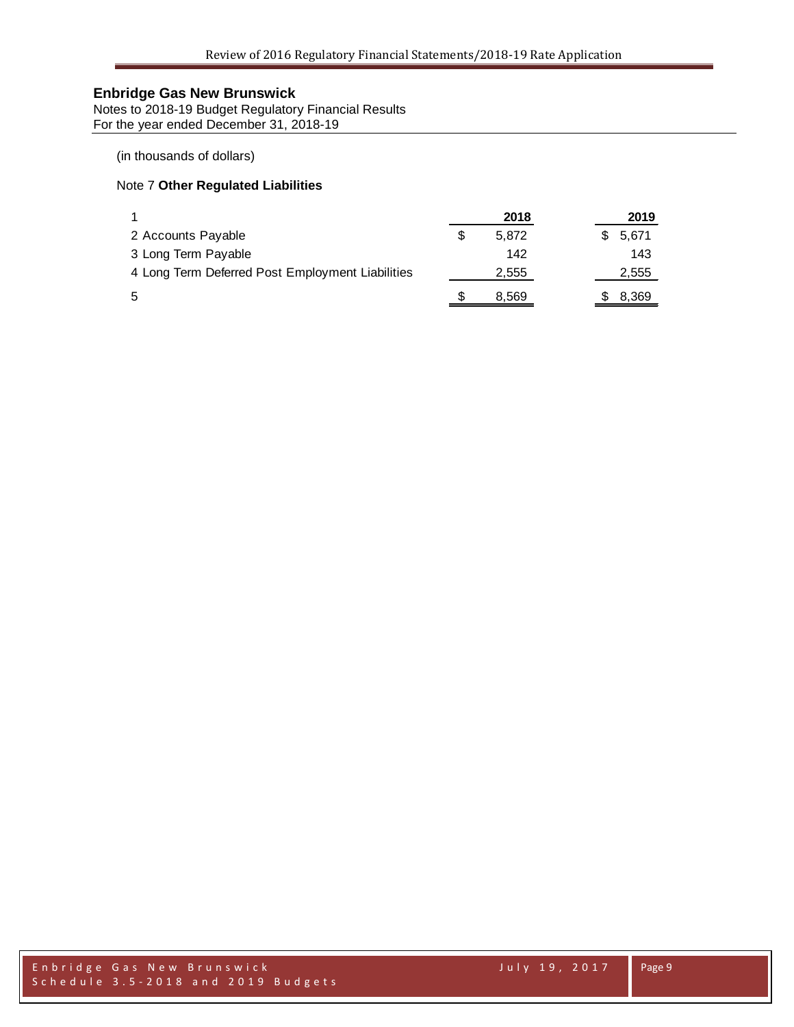## Enbridge Gas New Brunswick

Notes to 2018-19 Budget Regulatory Financial Results
For the year ended December 31, 2018-19

(in thousands of dollars)

### Note 7 **Other Regulated Liabilities**

| 1 | 2018 | 2019 |
|---|---|---|
| 2 Accounts Payable | $ 5,872 | $ 5,671 |
| 3 Long Term Payable | 142 | 143 |
| 4 Long Term Deferred Post Employment Liabilities | 2,555 | 2,555 |
| 5 | $ 8,569 | $ 8,369 |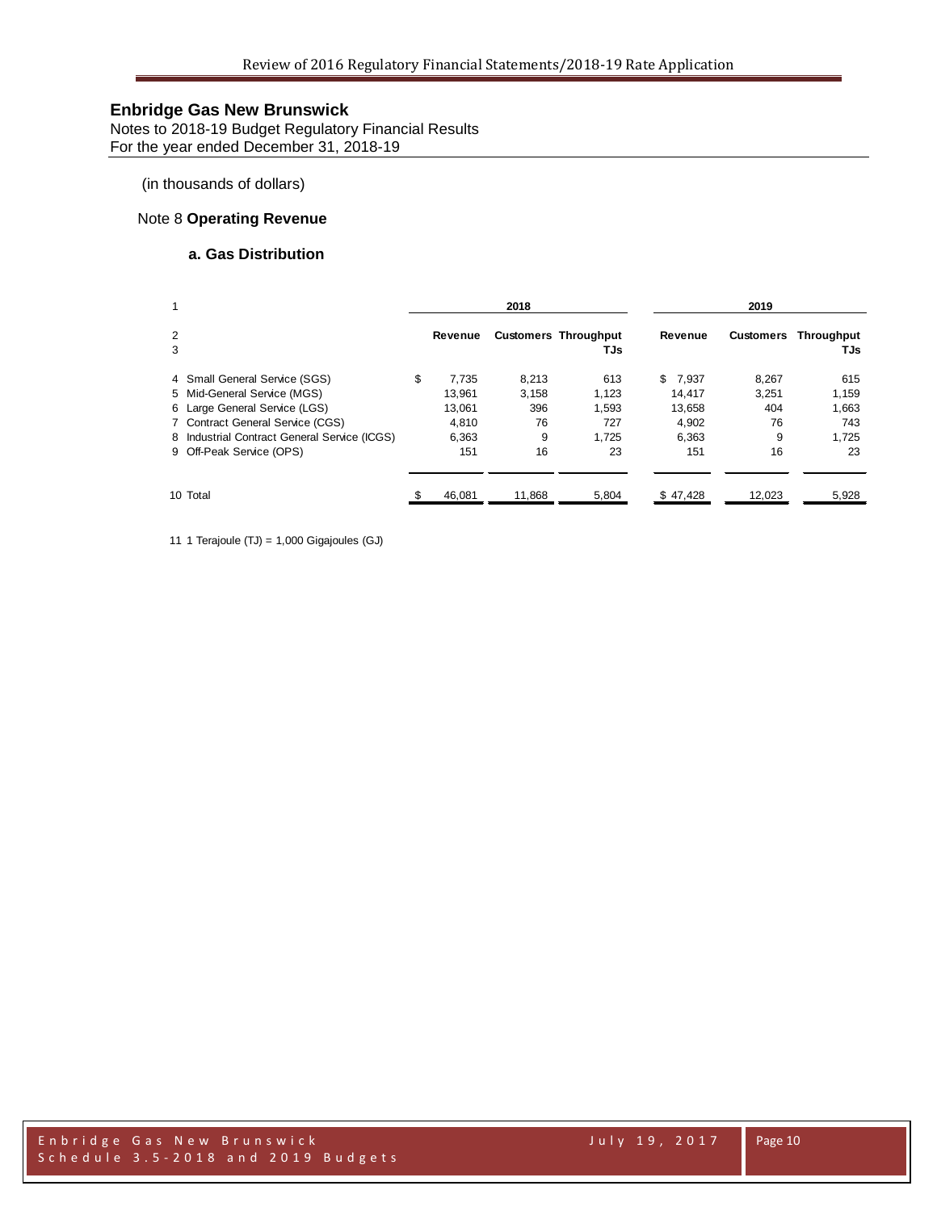## Enbridge Gas New Brunswick

Notes to 2018-19 Budget Regulatory Financial Results
For the year ended December 31, 2018-19

(in thousands of dollars)

### Note 8 **Operating Revenue**

#### a. Gas Distribution

| 1 | | 2018 | | | 2019 | | |
|---|---|---|---|---|---|---|---|
| 2<br>3 | | Revenue | Customers | Throughput TJs | Revenue | Customers | Throughput TJs |
| 4 | Small General Service (SGS) | $ 7,735 | 8,213 | 613 | $ 7,937 | 8,267 | 615 |
| 5 | Mid-General Service (MGS) | 13,961 | 3,158 | 1,123 | 14,417 | 3,251 | 1,159 |
| 6 | Large General Service (LGS) | 13,061 | 396 | 1,593 | 13,658 | 404 | 1,663 |
| 7 | Contract General Service (CGS) | 4,810 | 76 | 727 | 4,902 | 76 | 743 |
| 8 | Industrial Contract General Service (ICGS) | 6,363 | 9 | 1,725 | 6,363 | 9 | 1,725 |
| 9 | Off-Peak Service (OPS) | 151 | 16 | 23 | 151 | 16 | 23 |
| 10 | Total | $ 46,081 | 11,868 | 5,804 | $ 47,428 | 12,023 | 5,928 |

11 1 Terajoule (TJ) = 1,000 Gigajoules (GJ)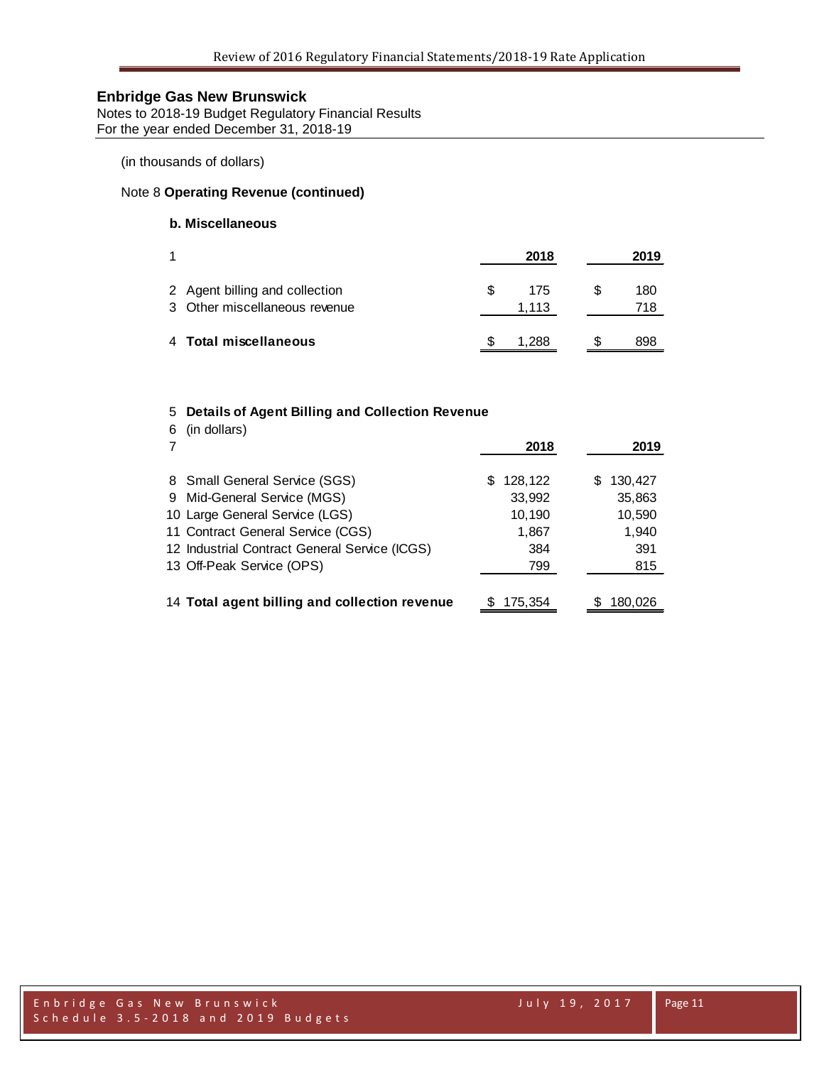## Enbridge Gas New Brunswick

Notes to 2018-19 Budget Regulatory Financial Results
For the year ended December 31, 2018-19

(in thousands of dollars)

Note 8 **Operating Revenue (continued)**

**b. Miscellaneous**

| 1 | | 2018 | 2019 |
|---|---|---|---|
| 2 | Agent billing and collection | $ 175 | $ 180 |
| 3 | Other miscellaneous revenue | 1,113 | 718 |
| 4 | **Total miscellaneous** | $ 1,288 | $ 898 |

| 5 | **Details of Agent Billing and Collection Revenue** | | |
|---|---|---|---|
| 6 | (in dollars) | | |
| 7 | | **2018** | **2019** |
| 8 | Small General Service (SGS) | $ 128,122 | $ 130,427 |
| 9 | Mid-General Service (MGS) | 33,992 | 35,863 |
| 10 | Large General Service (LGS) | 10,190 | 10,590 |
| 11 | Contract General Service (CGS) | 1,867 | 1,940 |
| 12 | Industrial Contract General Service (ICGS) | 384 | 391 |
| 13 | Off-Peak Service (OPS) | 799 | 815 |
| 14 | **Total agent billing and collection revenue** | $ 175,354 | $ 180,026 |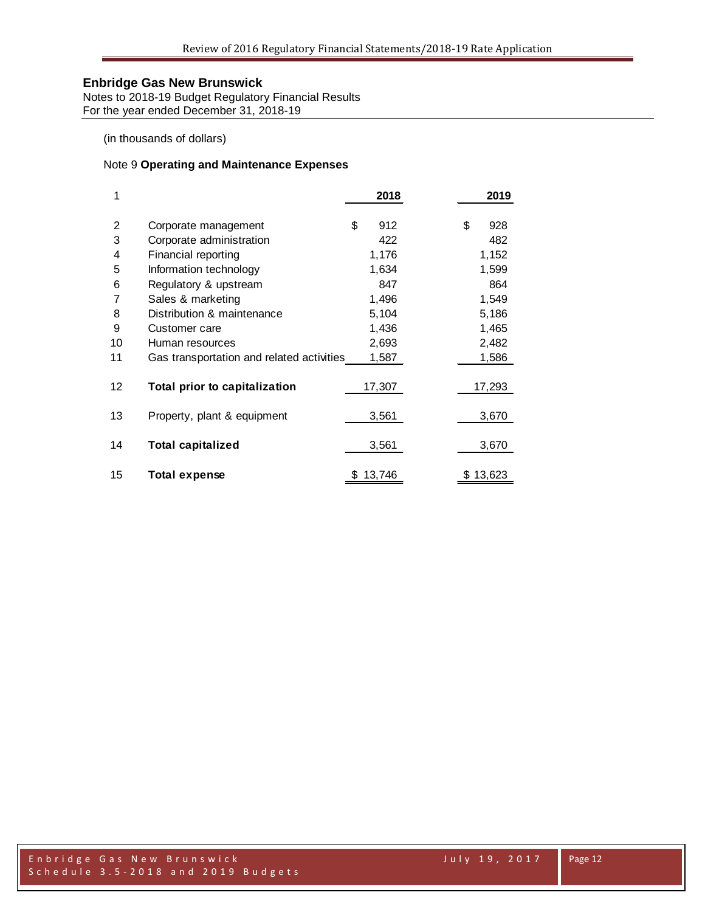## Enbridge Gas New Brunswick

Notes to 2018-19 Budget Regulatory Financial Results
For the year ended December 31, 2018-19

(in thousands of dollars)

### Note 9 **Operating and Maintenance Expenses**

| 1 | | 2018 | 2019 |
|---|---|---|---|
| 2 | Corporate management | $ 912 | $ 928 |
| 3 | Corporate administration | 422 | 482 |
| 4 | Financial reporting | 1,176 | 1,152 |
| 5 | Information technology | 1,634 | 1,599 |
| 6 | Regulatory & upstream | 847 | 864 |
| 7 | Sales & marketing | 1,496 | 1,549 |
| 8 | Distribution & maintenance | 5,104 | 5,186 |
| 9 | Customer care | 1,436 | 1,465 |
| 10 | Human resources | 2,693 | 2,482 |
| 11 | Gas transportation and related activities | 1,587 | 1,586 |
| 12 | **Total prior to capitalization** | 17,307 | 17,293 |
| 13 | Property, plant & equipment | 3,561 | 3,670 |
| 14 | **Total capitalized** | 3,561 | 3,670 |
| 15 | **Total expense** | $ 13,746 | $ 13,623 |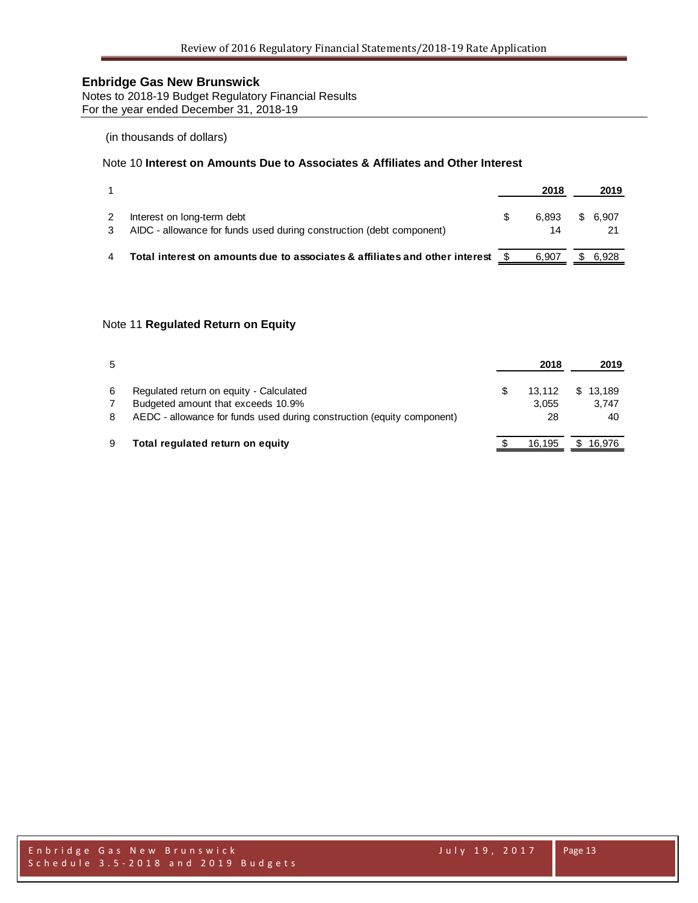## Enbridge Gas New Brunswick

Notes to 2018-19 Budget Regulatory Financial Results
For the year ended December 31, 2018-19

(in thousands of dollars)

### Note 10 **Interest on Amounts Due to Associates & Affiliates and Other Interest**

| | | 2018 | 2019 |
|---|---|---|---|
| 1 | | | |
| 2 | Interest on long-term debt | $ 6,893 | $ 6,907 |
| 3 | AIDC - allowance for funds used during construction (debt component) | 14 | 21 |
| 4 | **Total interest on amounts due to associates & affiliates and other interest** | $ 6,907 | $ 6,928 |

### Note 11 **Regulated Return on Equity**

| | | 2018 | 2019 |
|---|---|---|---|
| 5 | | | |
| 6 | Regulated return on equity - Calculated | $ 13,112 | $ 13,189 |
| 7 | Budgeted amount that exceeds 10.9% | 3,055 | 3,747 |
| 8 | AEDC - allowance for funds used during construction (equity component) | 28 | 40 |
| 9 | **Total regulated return on equity** | $ 16,195 | $ 16,976 |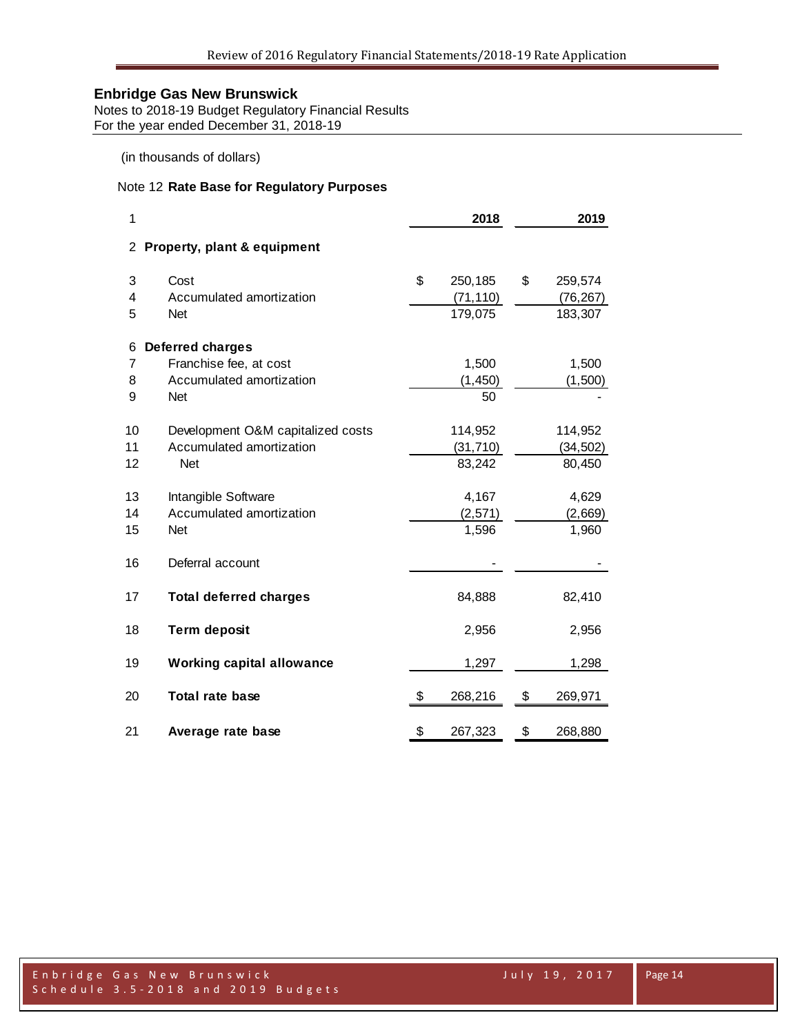## Enbridge Gas New Brunswick

Notes to 2018-19 Budget Regulatory Financial Results
For the year ended December 31, 2018-19

(in thousands of dollars)

Note 12 **Rate Base for Regulatory Purposes**

| 1 | | 2018 | 2019 |
|---|---|---|---|
| 2 | **Property, plant & equipment** | | |
| 3 | Cost | $ 250,185 | $ 259,574 |
| 4 | Accumulated amortization | (71,110) | (76,267) |
| 5 | Net | 179,075 | 183,307 |
| 6 | **Deferred charges** | | |
| 7 | Franchise fee, at cost | 1,500 | 1,500 |
| 8 | Accumulated amortization | (1,450) | (1,500) |
| 9 | Net | 50 | - |
| 10 | Development O&M capitalized costs | 114,952 | 114,952 |
| 11 | Accumulated amortization | (31,710) | (34,502) |
| 12 | Net | 83,242 | 80,450 |
| 13 | Intangible Software | 4,167 | 4,629 |
| 14 | Accumulated amortization | (2,571) | (2,669) |
| 15 | Net | 1,596 | 1,960 |
| 16 | Deferral account | - | - |
| 17 | **Total deferred charges** | 84,888 | 82,410 |
| 18 | **Term deposit** | 2,956 | 2,956 |
| 19 | **Working capital allowance** | 1,297 | 1,298 |
| 20 | **Total rate base** | $ 268,216 | $ 269,971 |
| 21 | **Average rate base** | $ 267,323 | $ 268,880 |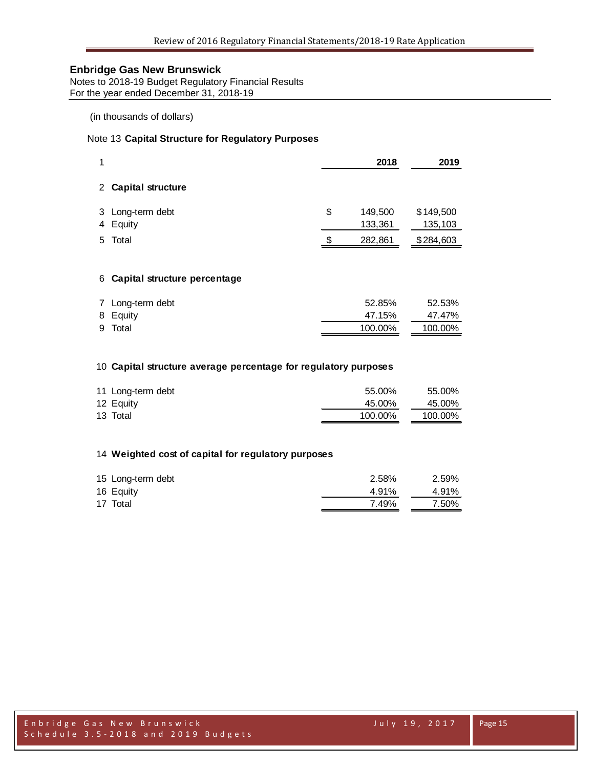## Enbridge Gas New Brunswick

Notes to 2018-19 Budget Regulatory Financial Results
For the year ended December 31, 2018-19

(in thousands of dollars)

Note 13 **Capital Structure for Regulatory Purposes**

| 1 | | 2018 | 2019 |
|---|---|---|---|
| 2 | **Capital structure** | | |
| 3 | Long-term debt | $ 149,500 | $149,500 |
| 4 | Equity | 133,361 | 135,103 |
| 5 | Total | $ 282,861 | $284,603 |
| 6 | **Capital structure percentage** | | |
| 7 | Long-term debt | 52.85% | 52.53% |
| 8 | Equity | 47.15% | 47.47% |
| 9 | Total | 100.00% | 100.00% |
| 10 | **Capital structure average percentage for regulatory purposes** | | |
| 11 | Long-term debt | 55.00% | 55.00% |
| 12 | Equity | 45.00% | 45.00% |
| 13 | Total | 100.00% | 100.00% |
| 14 | **Weighted cost of capital for regulatory purposes** | | |
| 15 | Long-term debt | 2.58% | 2.59% |
| 16 | Equity | 4.91% | 4.91% |
| 17 | Total | 7.49% | 7.50% |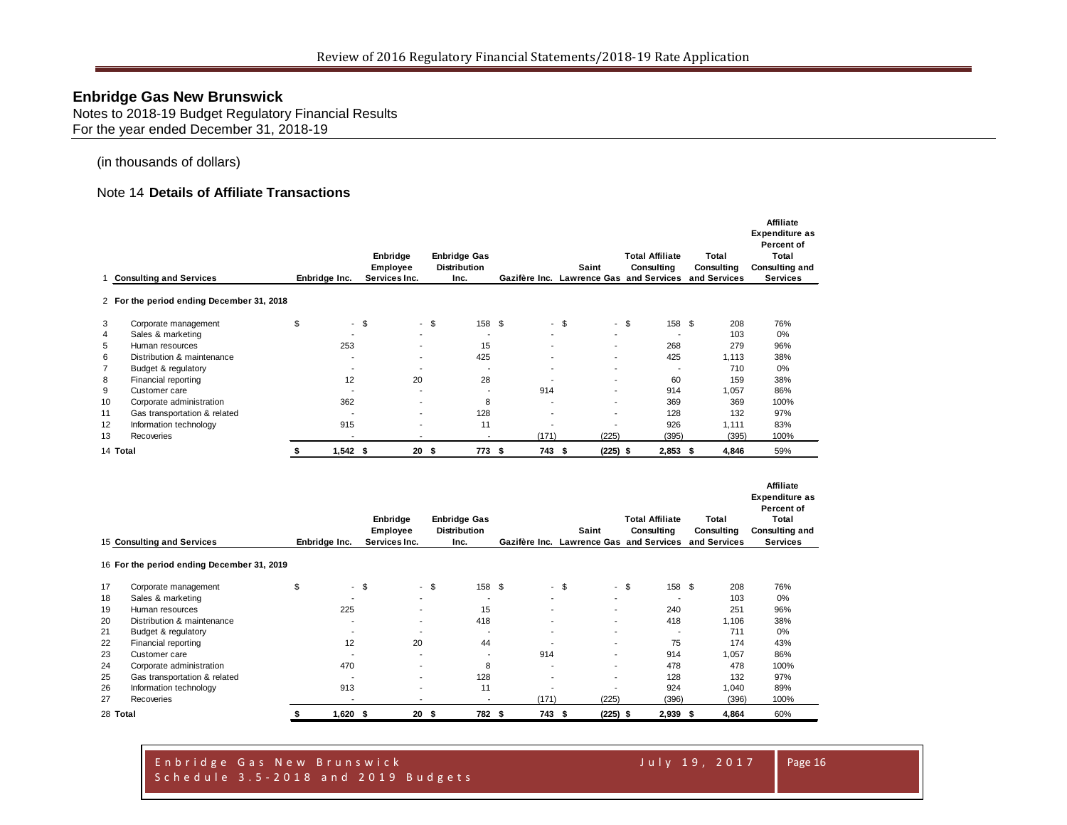# Enbridge Gas New Brunswick

Notes to 2018-19 Budget Regulatory Financial Results
For the year ended December 31, 2018-19

(in thousands of dollars)

## Note 14 **Details of Affiliate Transactions**

| | Consulting and Services | Enbridge Inc. | Enbridge Employee Services Inc. | Enbridge Gas Distribution Inc. | Gazifère Inc. | Saint Lawrence Gas | Total Affiliate Consulting and Services | Total Consulting and Services | Affiliate Expenditure as Percent of Total Consulting and Services |
|---|---|---|---|---|---|---|---|---|---|
| 1 | | | | | | | | | |
| 2 | **For the period ending December 31, 2018** | | | | | | | | |
| 3 | Corporate management | $ - | $ - | $ 158 | $ - | $ - | $ 158 | $ 208 | 76% |
| 4 | Sales & marketing | - | - | - | - | - | - | 103 | 0% |
| 5 | Human resources | 253 | - | 15 | - | - | 268 | 279 | 96% |
| 6 | Distribution & maintenance | - | - | 425 | - | - | 425 | 1,113 | 38% |
| 7 | Budget & regulatory | - | - | - | - | - | - | 710 | 0% |
| 8 | Financial reporting | 12 | 20 | 28 | - | - | 60 | 159 | 38% |
| 9 | Customer care | - | - | - | 914 | - | 914 | 1,057 | 86% |
| 10 | Corporate administration | 362 | - | 8 | - | - | 369 | 369 | 100% |
| 11 | Gas transportation & related | - | - | 128 | - | - | 128 | 132 | 97% |
| 12 | Information technology | 915 | - | 11 | - | - | 926 | 1,111 | 83% |
| 13 | Recoveries | - | - | - | (171) | (225) | (395) | (395) | 100% |
| 14 | **Total** | $ 1,542 | $ 20 | $ 773 | $ 743 | $ (225) | $ 2,853 | $ 4,846 | 59% |

| | Consulting and Services | Enbridge Inc. | Enbridge Employee Services Inc. | Enbridge Gas Distribution Inc. | Gazifère Inc. | Saint Lawrence Gas | Total Affiliate Consulting and Services | Total Consulting and Services | Affiliate Expenditure as Percent of Total Consulting and Services |
|---|---|---|---|---|---|---|---|---|---|
| 15 | | | | | | | | | |
| 16 | **For the period ending December 31, 2019** | | | | | | | | |
| 17 | Corporate management | $ - | $ - | $ 158 | $ - | $ - | $ 158 | $ 208 | 76% |
| 18 | Sales & marketing | - | - | - | - | - | - | 103 | 0% |
| 19 | Human resources | 225 | - | 15 | - | - | 240 | 251 | 96% |
| 20 | Distribution & maintenance | - | - | 418 | - | - | 418 | 1,106 | 38% |
| 21 | Budget & regulatory | - | - | - | - | - | - | 711 | 0% |
| 22 | Financial reporting | 12 | 20 | 44 | - | - | 75 | 174 | 43% |
| 23 | Customer care | - | - | - | 914 | - | 914 | 1,057 | 86% |
| 24 | Corporate administration | 470 | - | 8 | - | - | 478 | 478 | 100% |
| 25 | Gas transportation & related | - | - | 128 | - | - | 128 | 132 | 97% |
| 26 | Information technology | 913 | - | 11 | - | - | 924 | 1,040 | 89% |
| 27 | Recoveries | - | - | - | (171) | (225) | (396) | (396) | 100% |
| 28 | **Total** | $ 1,620 | $ 20 | $ 782 | $ 743 | $ (225) | $ 2,939 | $ 4,864 | 60% |